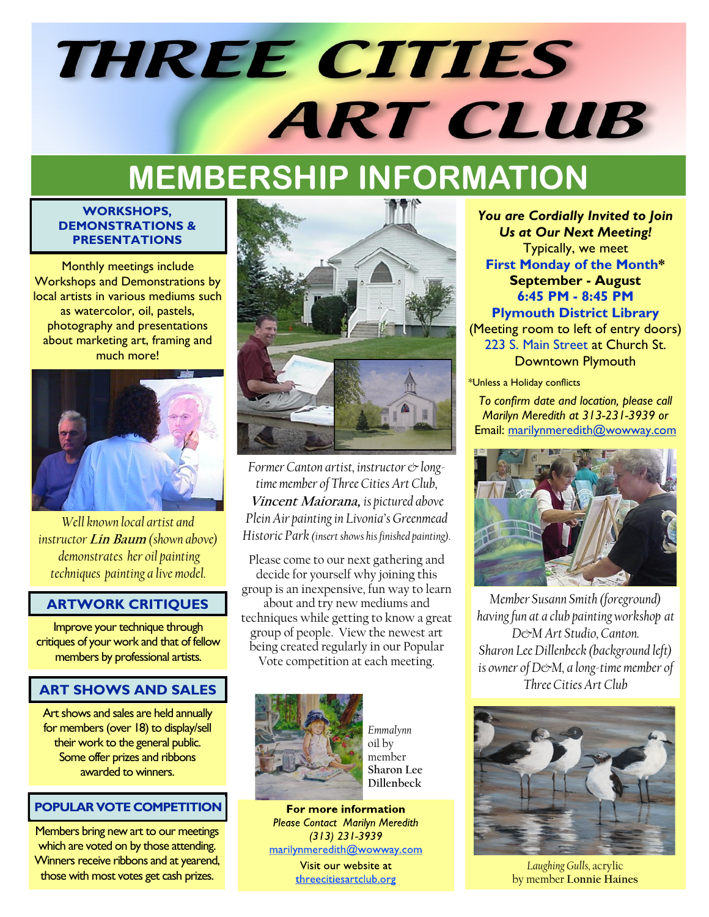# THREE CITIES ART CLUB

## MEMBERSHIP INFORMATION

### WORKSHOPS, DEMONSTRATIONS & PRESENTATIONS

Monthly meetings include Workshops and Demonstrations by local artists in various mediums such as watercolor, oil, pastels, photography and presentations about marketing art, framing and much more!

*Well known local artist and instructor **Lin Baum** (shown above) demonstrates her oil painting techniques painting a live model.*

### ARTWORK CRITIQUES

Improve your technique through critiques of your work and that of fellow members by professional artists.

### ART SHOWS AND SALES

Art shows and sales are held annually for members (over 18) to display/sell their work to the general public. Some offer prizes and ribbons awarded to winners.

### POPULAR VOTE COMPETITION

Members bring new art to our meetings which are voted on by those attending. Winners receive ribbons and at yearend, those with most votes get cash prizes.

*Former Canton artist, instructor & long-time member of Three Cities Art Club, **Vincent Maiorana,** is pictured above Plein Air painting in Livonia's Greenmead Historic Park (insert shows his finished painting).*

Please come to our next gathering and decide for yourself why joining this group is an inexpensive, fun way to learn about and try new mediums and techniques while getting to know a great group of people. View the newest art being created regularly in our Popular Vote competition at each meeting.

*Emmalynn* oil by member **Sharon Lee Dillenbeck**

**For more information**
*Please Contact Marilyn Meredith*
*(313) 231-3939*
marilynmeredith@wowway.com
Visit our website at
threecitiesartclub.org

***You are Cordially Invited to Join Us at Our Next Meeting!***

Typically, we meet
**First Monday of the Month***
**September - August**
**6:45 PM - 8:45 PM**
**Plymouth District Library**
(Meeting room to left of entry doors)
223 S. Main Street at Church St.
Downtown Plymouth

*Unless a Holiday conflicts

*To confirm date and location, please call Marilyn Meredith at 313-231-3939 or* Email: marilynmeredith@wowway.com

*Member Susann Smith (foreground) having fun at a club painting workshop at D&M Art Studio, Canton. Sharon Lee Dillenbeck (background left) is owner of D&M, a long-time member of Three Cities Art Club*

*Laughing Gulls*, acrylic by member **Lonnie Haines**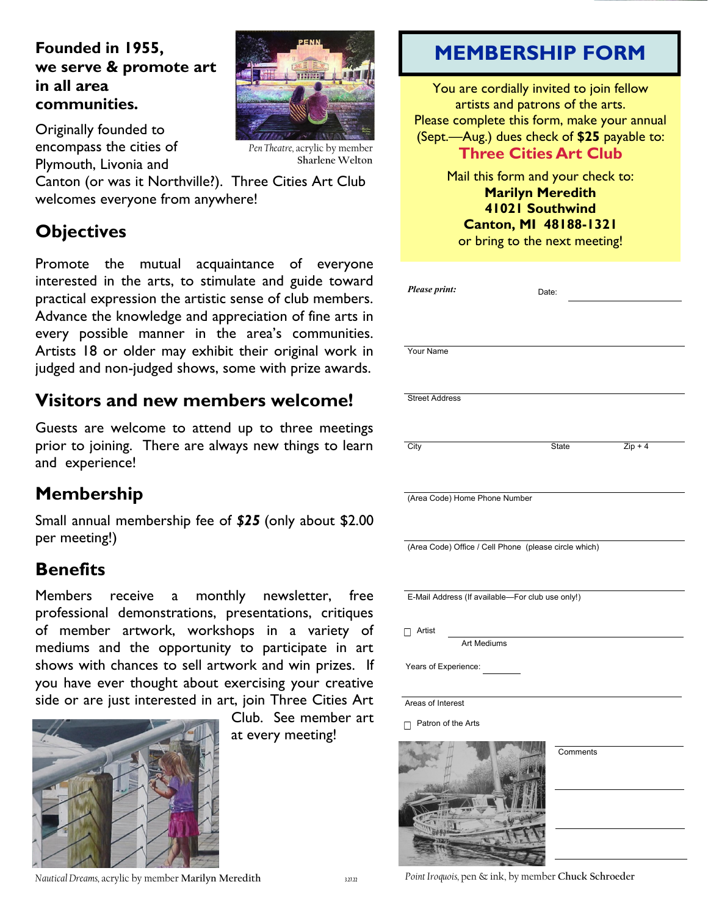**Founded in 1955, we serve & promote art in all area communities.**

Originally founded to encompass the cities of Plymouth, Livonia and Canton (or was it Northville?). Three Cities Art Club welcomes everyone from anywhere!

*Pen Theatre,* acrylic by member **Sharlene Welton**

## Objectives

Promote the mutual acquaintance of everyone interested in the arts, to stimulate and guide toward practical expression the artistic sense of club members. Advance the knowledge and appreciation of fine arts in every possible manner in the area's communities. Artists 18 or older may exhibit their original work in judged and non-judged shows, some with prize awards.

## Visitors and new members welcome!

Guests are welcome to attend up to three meetings prior to joining. There are always new things to learn and experience!

## Membership

Small annual membership fee of ***$25*** (only about $2.00 per meeting!)

## Benefits

Members receive a monthly newsletter, free professional demonstrations, presentations, critiques of member artwork, workshops in a variety of mediums and the opportunity to participate in art shows with chances to sell artwork and win prizes. If you have ever thought about exercising your creative side or are just interested in art, join Three Cities Art Club. See member art at every meeting!

*Nautical Dreams,* acrylic by member **Marilyn Meredith**

# MEMBERSHIP FORM

You are cordially invited to join fellow artists and patrons of the arts.
Please complete this form, make your annual (Sept.—Aug.) dues check of **$25** payable to:
**Three Cities Art Club**

Mail this form and your check to:
**Marilyn Meredith**
**41021 Southwind**
**Canton, MI 48188-1321**
or bring to the next meeting!

***Please print:*** Date: \_\_\_\_\_\_\_\_\_\_

Your Name

Street Address

City State Zip + 4

(Area Code) Home Phone Number

(Area Code) Office / Cell Phone (please circle which)

E-Mail Address (If available—For club use only!)

☐ Artist \_\_\_\_\_\_\_\_\_\_\_\_\_\_\_\_\_\_\_\_
Art Mediums

Years of Experience: \_\_\_\_\_\_

Areas of Interest

☐ Patron of the Arts

Comments

*Point Iroquois,* pen & ink, by member **Chuck Schroeder**